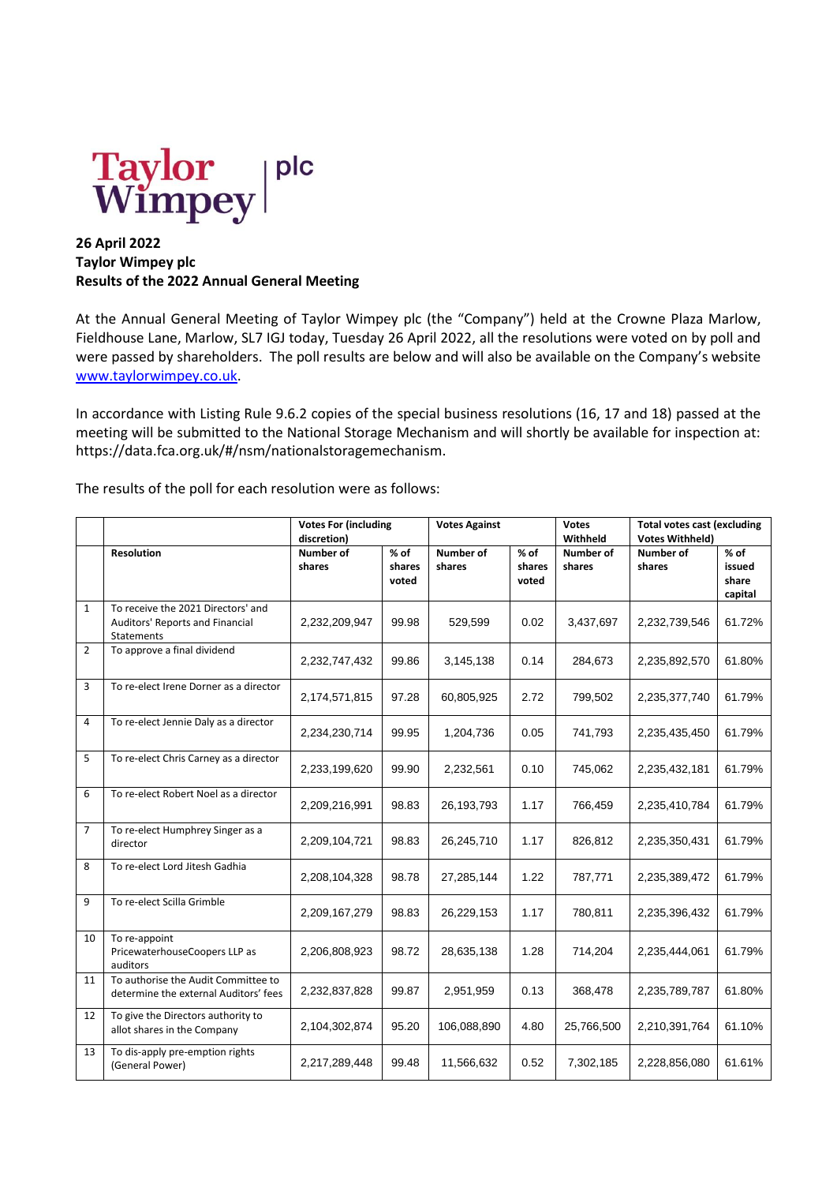Taylor Wimpey plc

**26 April 2022**
**Taylor Wimpey plc**
**Results of the 2022 Annual General Meeting**

At the Annual General Meeting of Taylor Wimpey plc (the "Company") held at the Crowne Plaza Marlow, Fieldhouse Lane, Marlow, SL7 IGJ today, Tuesday 26 April 2022, all the resolutions were voted on by poll and were passed by shareholders. The poll results are below and will also be available on the Company's website [www.taylorwimpey.co.uk](http://www.taylorwimpey.co.uk).

In accordance with Listing Rule 9.6.2 copies of the special business resolutions (16, 17 and 18) passed at the meeting will be submitted to the National Storage Mechanism and will shortly be available for inspection at: https://data.fca.org.uk/#/nsm/nationalstoragemechanism.

The results of the poll for each resolution were as follows:

| | | Votes For (including discretion) | | Votes Against | | Votes Withheld | Total votes cast (excluding Votes Withheld) | |
|---|---|---|---|---|---|---|---|---|
| | **Resolution** | **Number of shares** | **% of shares voted** | **Number of shares** | **% of shares voted** | **Number of shares** | **Number of shares** | **% of issued share capital** |
| 1 | To receive the 2021 Directors' and Auditors' Reports and Financial Statements | 2,232,209,947 | 99.98 | 529,599 | 0.02 | 3,437,697 | 2,232,739,546 | 61.72% |
| 2 | To approve a final dividend | 2,232,747,432 | 99.86 | 3,145,138 | 0.14 | 284,673 | 2,235,892,570 | 61.80% |
| 3 | To re-elect Irene Dorner as a director | 2,174,571,815 | 97.28 | 60,805,925 | 2.72 | 799,502 | 2,235,377,740 | 61.79% |
| 4 | To re-elect Jennie Daly as a director | 2,234,230,714 | 99.95 | 1,204,736 | 0.05 | 741,793 | 2,235,435,450 | 61.79% |
| 5 | To re-elect Chris Carney as a director | 2,233,199,620 | 99.90 | 2,232,561 | 0.10 | 745,062 | 2,235,432,181 | 61.79% |
| 6 | To re-elect Robert Noel as a director | 2,209,216,991 | 98.83 | 26,193,793 | 1.17 | 766,459 | 2,235,410,784 | 61.79% |
| 7 | To re-elect Humphrey Singer as a director | 2,209,104,721 | 98.83 | 26,245,710 | 1.17 | 826,812 | 2,235,350,431 | 61.79% |
| 8 | To re-elect Lord Jitesh Gadhia | 2,208,104,328 | 98.78 | 27,285,144 | 1.22 | 787,771 | 2,235,389,472 | 61.79% |
| 9 | To re-elect Scilla Grimble | 2,209,167,279 | 98.83 | 26,229,153 | 1.17 | 780,811 | 2,235,396,432 | 61.79% |
| 10 | To re-appoint PricewaterhouseCoopers LLP as auditors | 2,206,808,923 | 98.72 | 28,635,138 | 1.28 | 714,204 | 2,235,444,061 | 61.79% |
| 11 | To authorise the Audit Committee to determine the external Auditors' fees | 2,232,837,828 | 99.87 | 2,951,959 | 0.13 | 368,478 | 2,235,789,787 | 61.80% |
| 12 | To give the Directors authority to allot shares in the Company | 2,104,302,874 | 95.20 | 106,088,890 | 4.80 | 25,766,500 | 2,210,391,764 | 61.10% |
| 13 | To dis-apply pre-emption rights (General Power) | 2,217,289,448 | 99.48 | 11,566,632 | 0.52 | 7,302,185 | 2,228,856,080 | 61.61% |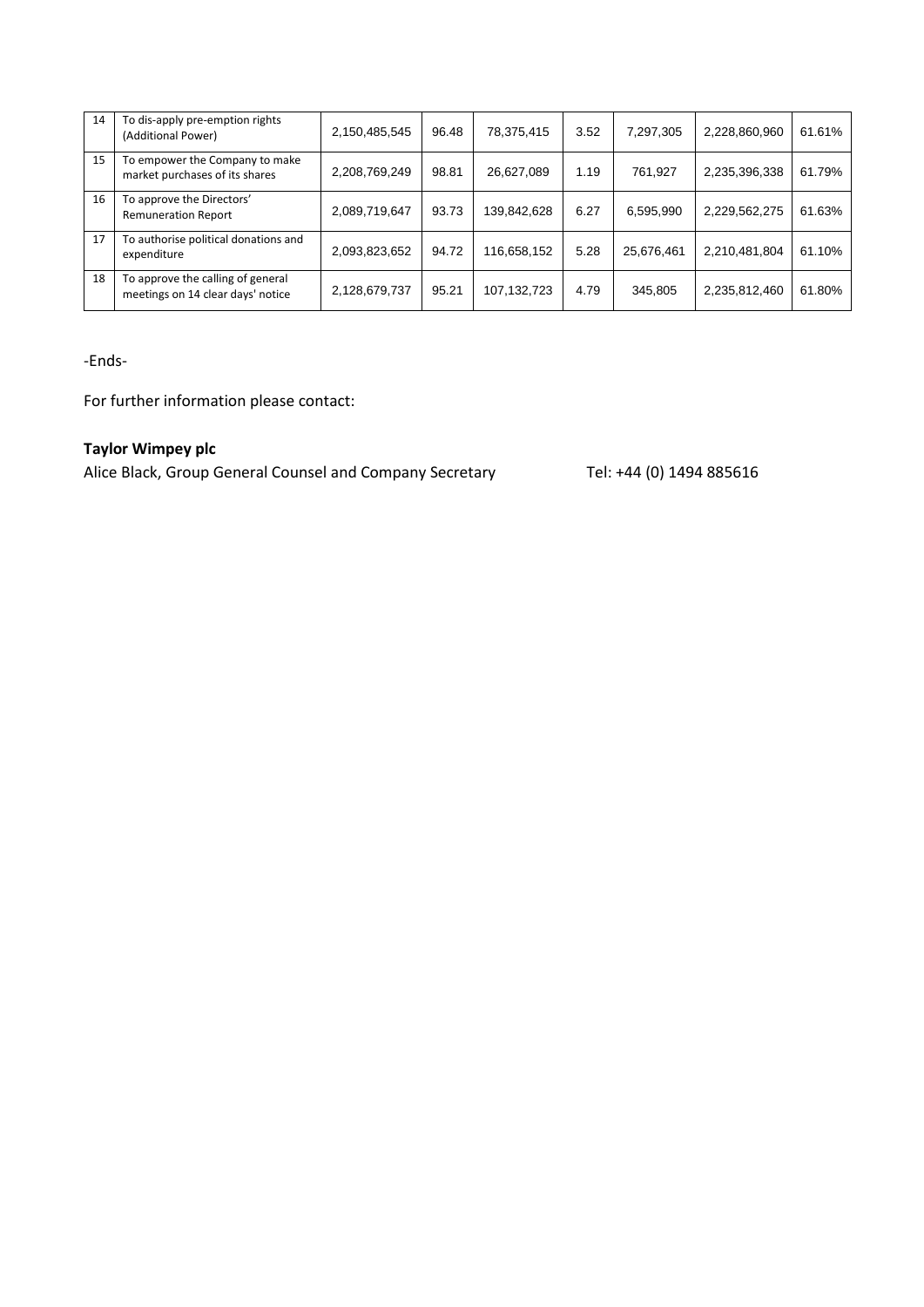| | | | | | | | | |
|---|---|---|---|---|---|---|---|---|
| 14 | To dis-apply pre-emption rights (Additional Power) | 2,150,485,545 | 96.48 | 78,375,415 | 3.52 | 7,297,305 | 2,228,860,960 | 61.61% |
| 15 | To empower the Company to make market purchases of its shares | 2,208,769,249 | 98.81 | 26,627,089 | 1.19 | 761,927 | 2,235,396,338 | 61.79% |
| 16 | To approve the Directors' Remuneration Report | 2,089,719,647 | 93.73 | 139,842,628 | 6.27 | 6,595,990 | 2,229,562,275 | 61.63% |
| 17 | To authorise political donations and expenditure | 2,093,823,652 | 94.72 | 116,658,152 | 5.28 | 25,676,461 | 2,210,481,804 | 61.10% |
| 18 | To approve the calling of general meetings on 14 clear days' notice | 2,128,679,737 | 95.21 | 107,132,723 | 4.79 | 345,805 | 2,235,812,460 | 61.80% |

-Ends-

For further information please contact:

**Taylor Wimpey plc**

Alice Black, Group General Counsel and Company Secretary Tel: +44 (0) 1494 885616